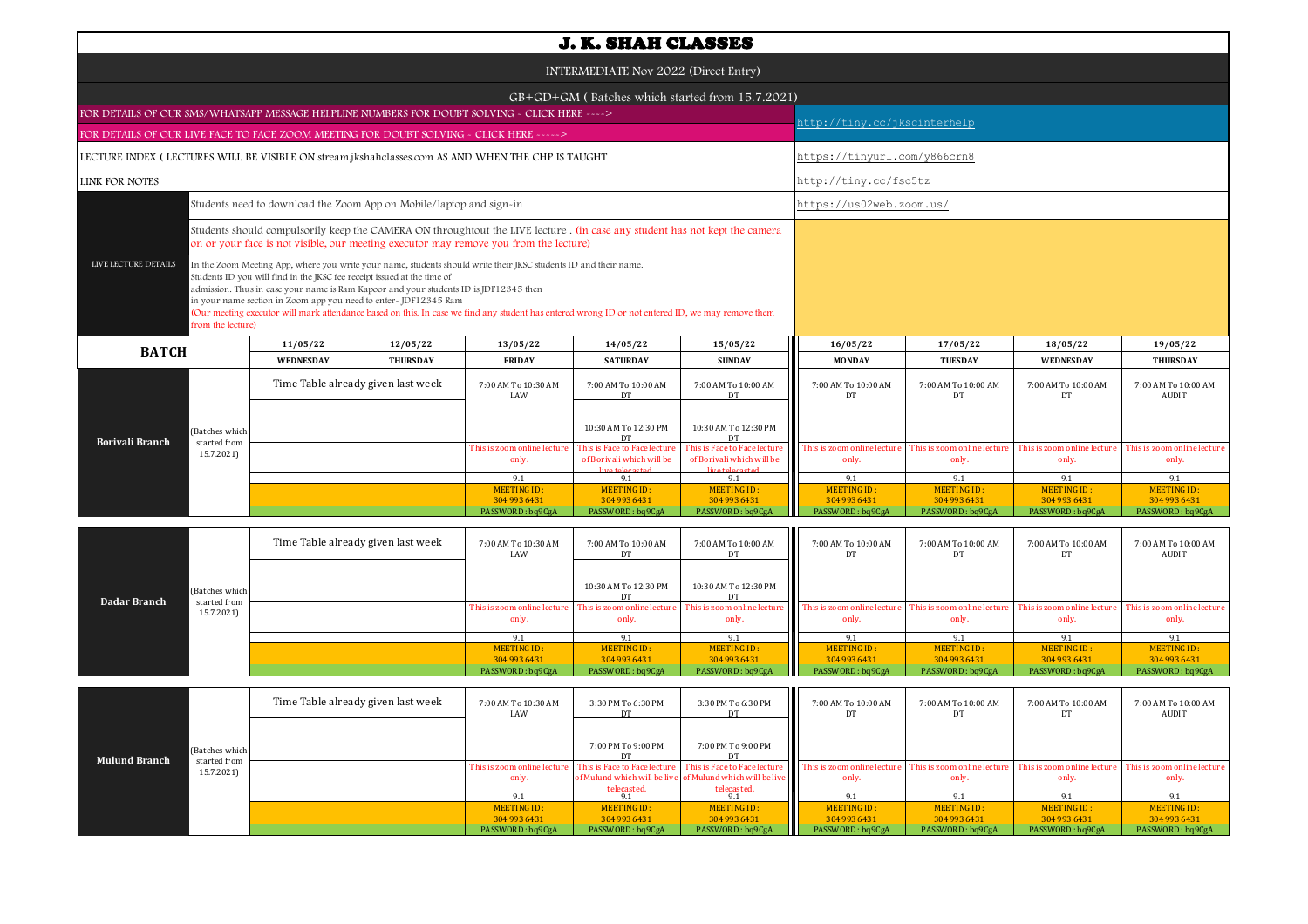# J. K. SHAH CLASSES

INTERMEDIATE Nov 2022 (Direct Entry)

GB+GD+GM ( Batches which started from 15.7.2021)

| | |
|---|---|
| FOR DETAILS OF OUR SMS/WHATSAPP MESSAGE HELPLINE NUMBERS FOR DOUBT SOLVING - CLICK HERE ----> FOR DETAILS OF OUR LIVE FACE TO FACE ZOOM MEETING FOR DOUBT SOLVING - CLICK HERE -----> | http://tiny.cc/jkscinterhelp |
| LECTURE INDEX ( LECTURES WILL BE VISIBLE ON stream.jkshahclasses.com AS AND WHEN THE CHP IS TAUGHT | https://tinyurl.com/y866crn8 |
| LINK FOR NOTES | http://tiny.cc/fsc5tz |

**LIVE LECTURE DETAILS**

- Students need to download the Zoom App on Mobile/laptop and sign-in — https://us02web.zoom.us/
- Students should compulsorily keep the CAMERA ON throughtout the LIVE lecture . (in case any student has not kept the camera on or your face is not visible, our meeting executor may remove you from the lecture)
- In the Zoom Meeting App, where you write your name, students should write their JKSC students ID and their name. Students ID you will find in the JKSC fee receipt issued at the time of admission. Thus in case your name is Ram Kapoor and your students ID is JDF12345 then in your name section in Zoom app you need to enter- JDF12345 Ram
  (Our meeting executor will mark attendance based on this. In case we find any student has entered wrong ID or not entered ID, we may remove them from the lecture)

| BATCH | | 11/05/22 WEDNESDAY | 12/05/22 THURSDAY | 13/05/22 FRIDAY | 14/05/22 SATURDAY | 15/05/22 SUNDAY | 16/05/22 MONDAY | 17/05/22 TUESDAY | 18/05/22 WEDNESDAY | 19/05/22 THURSDAY |
|---|---|---|---|---|---|---|---|---|---|---|
| Borivali Branch | (Batches which started from 15.7.2021) | Time Table already given last week | | 7:00 AM To 10:30 AM LAW | 7:00 AM To 10:00 AM DT | 7:00 AM To 10:00 AM DT | 7:00 AM To 10:00 AM DT | 7:00 AM To 10:00 AM DT | 7:00 AM To 10:00 AM DT | 7:00 AM To 10:00 AM AUDIT |
| | | | | | 10:30 AM To 12:30 PM DT | 10:30 AM To 12:30 PM DT | | | | |
| | | | | This is zoom online lecture only. | This is Face to Face lecture of Borivali which will be live telecasted. | This is Face to Face lecture of Borivali which will be live telecasted. | This is zoom online lecture only. | This is zoom online lecture only. | This is zoom online lecture only. | This is zoom online lecture only. |
| | | | | 9.1 | 9.1 | 9.1 | 9.1 | 9.1 | 9.1 | 9.1 |
| | | | | MEETING ID : 304 993 6431 | MEETING ID : 304 993 6431 | MEETING ID : 304 993 6431 | MEETING ID : 304 993 6431 | MEETING ID : 304 993 6431 | MEETING ID : 304 993 6431 | MEETING ID : 304 993 6431 |
| | | | | PASSWORD : bq9CgA | PASSWORD : bq9CgA | PASSWORD : bq9CgA | PASSWORD : bq9CgA | PASSWORD : bq9CgA | PASSWORD : bq9CgA | PASSWORD : bq9CgA |
| Dadar Branch | (Batches which started from 15.7.2021) | Time Table already given last week | | 7:00 AM To 10:30 AM LAW | 7:00 AM To 10:00 AM DT | 7:00 AM To 10:00 AM DT | 7:00 AM To 10:00 AM DT | 7:00 AM To 10:00 AM DT | 7:00 AM To 10:00 AM DT | 7:00 AM To 10:00 AM AUDIT |
| | | | | | 10:30 AM To 12:30 PM DT | 10:30 AM To 12:30 PM DT | | | | |
| | | | | This is zoom online lecture only. | This is zoom online lecture only. | This is zoom online lecture only. | This is zoom online lecture only. | This is zoom online lecture only. | This is zoom online lecture only. | This is zoom online lecture only. |
| | | | | 9.1 | 9.1 | 9.1 | 9.1 | 9.1 | 9.1 | 9.1 |
| | | | | MEETING ID : 304 993 6431 | MEETING ID : 304 993 6431 | MEETING ID : 304 993 6431 | MEETING ID : 304 993 6431 | MEETING ID : 304 993 6431 | MEETING ID : 304 993 6431 | MEETING ID : 304 993 6431 |
| | | | | PASSWORD : bq9CgA | PASSWORD : bq9CgA | PASSWORD : bq9CgA | PASSWORD : bq9CgA | PASSWORD : bq9CgA | PASSWORD : bq9CgA | PASSWORD : bq9CgA |
| Mulund Branch | (Batches which started from 15.7.2021) | Time Table already given last week | | 7:00 AM To 10:30 AM LAW | 3:30 PM To 6:30 PM DT | 3:30 PM To 6:30 PM DT | 7:00 AM To 10:00 AM DT | 7:00 AM To 10:00 AM DT | 7:00 AM To 10:00 AM DT | 7:00 AM To 10:00 AM AUDIT |
| | | | | | 7:00 PM To 9:00 PM DT | 7:00 PM To 9:00 PM DT | | | | |
| | | | | This is zoom online lecture only. | This is Face to Face lecture of Mulund which will be live telecasted. | This is Face to Face lecture of Mulund which will be live telecasted. | This is zoom online lecture only. | This is zoom online lecture only. | This is zoom online lecture only. | This is zoom online lecture only. |
| | | | | 9.1 | 9.1 | 9.1 | 9.1 | 9.1 | 9.1 | 9.1 |
| | | | | MEETING ID : 304 993 6431 | MEETING ID : 304 993 6431 | MEETING ID : 304 993 6431 | MEETING ID : 304 993 6431 | MEETING ID : 304 993 6431 | MEETING ID : 304 993 6431 | MEETING ID : 304 993 6431 |
| | | | | PASSWORD : bq9CgA | PASSWORD : bq9CgA | PASSWORD : bq9CgA | PASSWORD : bq9CgA | PASSWORD : bq9CgA | PASSWORD : bq9CgA | PASSWORD : bq9CgA |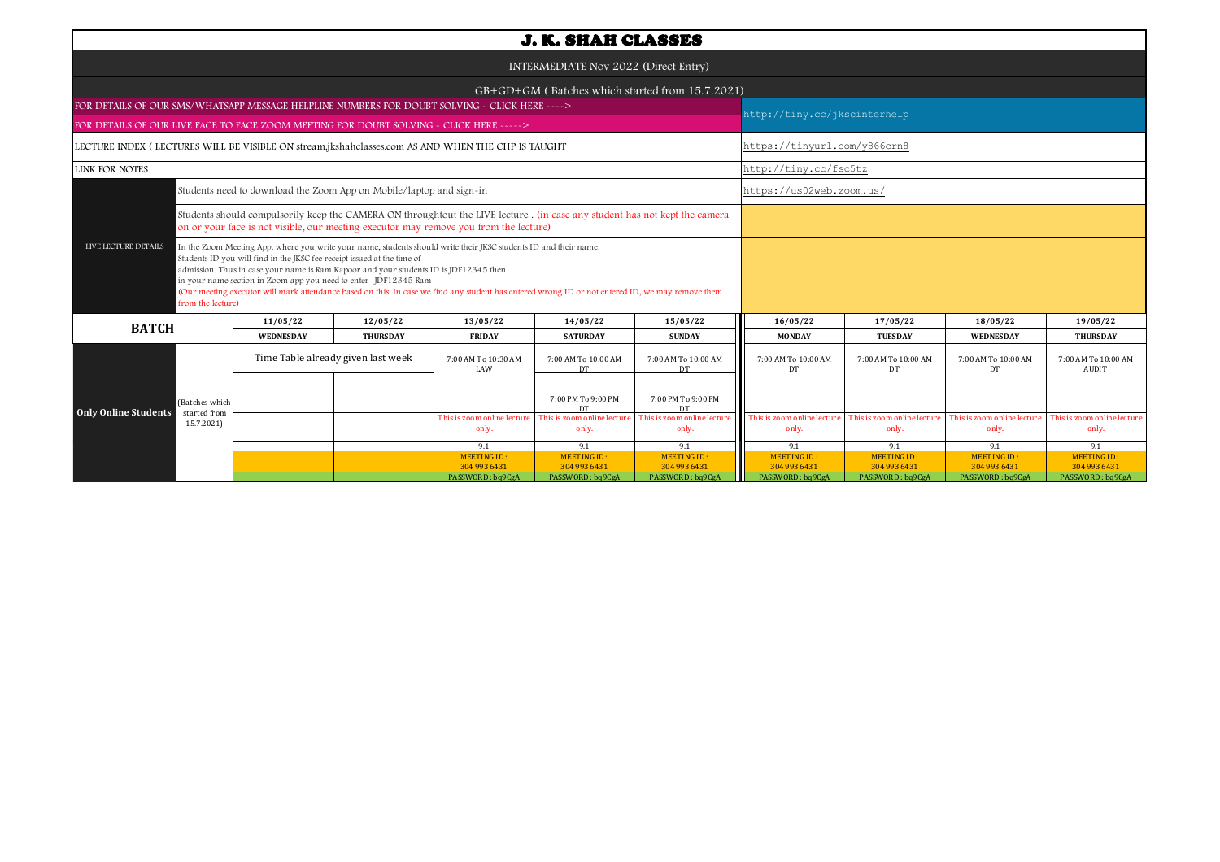# J. K. SHAH CLASSES

INTERMEDIATE Nov 2022 (Direct Entry)

GB+GD+GM ( Batches which started from 15.7.2021)

| | |
|---|---|
| FOR DETAILS OF OUR SMS/WHATSAPP MESSAGE HELPLINE NUMBERS FOR DOUBT SOLVING - CLICK HERE ----> FOR DETAILS OF OUR LIVE FACE TO FACE ZOOM MEETING FOR DOUBT SOLVING - CLICK HERE -----> | http://tiny.cc/jkscinterhelp |
| LECTURE INDEX ( LECTURES WILL BE VISIBLE ON stream.jkshahclasses.com AS AND WHEN THE CHP IS TAUGHT | https://tinyurl.com/y866crn8 |
| LINK FOR NOTES | http://tiny.cc/fsc5tz |

**LIVE LECTURE DETAILS**

- Students need to download the Zoom App on Mobile/laptop and sign-in — https://us02web.zoom.us/
- Students should compulsorily keep the CAMERA ON throughtout the LIVE lecture . (in case any student has not kept the camera on or your face is not visible, our meeting executor may remove you from the lecture)
- In the Zoom Meeting App, where you write your name, students should write their JKSC students ID and their name. Students ID you will find in the JKSC fee receipt issued at the time of admission. Thus in case your name is Ram Kapoor and your students ID is JDF12345 then in your name section in Zoom app you need to enter- JDF12345 Ram (Our meeting executor will mark attendance based on this. In case we find any student has entered wrong ID or not entered ID, we may remove them from the lecture)

| BATCH | | 11/05/22 | 12/05/22 | 13/05/22 | 14/05/22 | 15/05/22 | 16/05/22 | 17/05/22 | 18/05/22 | 19/05/22 |
|---|---|---|---|---|---|---|---|---|---|---|
| | | WEDNESDAY | THURSDAY | FRIDAY | SATURDAY | SUNDAY | MONDAY | TUESDAY | WEDNESDAY | THURSDAY |
| Only Online Students | (Batches which started from 15.7.2021) | Time Table already given last week | | 7:00 AM To 10:30 AM LAW | 7:00 AM To 10:00 AM DT | 7:00 AM To 10:00 AM DT | 7:00 AM To 10:00 AM DT | 7:00 AM To 10:00 AM DT | 7:00 AM To 10:00 AM DT | 7:00 AM To 10:00 AM AUDIT |
| | | | | | 7:00 PM To 9:00 PM DT | 7:00 PM To 9:00 PM DT | | | | |
| | | | | This is zoom online lecture only. | This is zoom online lecture only. | This is zoom online lecture only. | This is zoom online lecture only. | This is zoom online lecture only. | This is zoom online lecture only. | This is zoom online lecture only. |
| | | | | 9.1 | 9.1 | 9.1 | 9.1 | 9.1 | 9.1 | 9.1 |
| | | | | MEETING ID : 304 993 6431 | MEETING ID : 304 993 6431 | MEETING ID : 304 993 6431 | MEETING ID : 304 993 6431 | MEETING ID : 304 993 6431 | MEETING ID : 304 993 6431 | MEETING ID : 304 993 6431 |
| | | | | PASSWORD : bq9CgA | PASSWORD : bq9CgA | PASSWORD : bq9CgA | PASSWORD : bq9CgA | PASSWORD : bq9CgA | PASSWORD : bq9CgA | PASSWORD : bq9CgA |